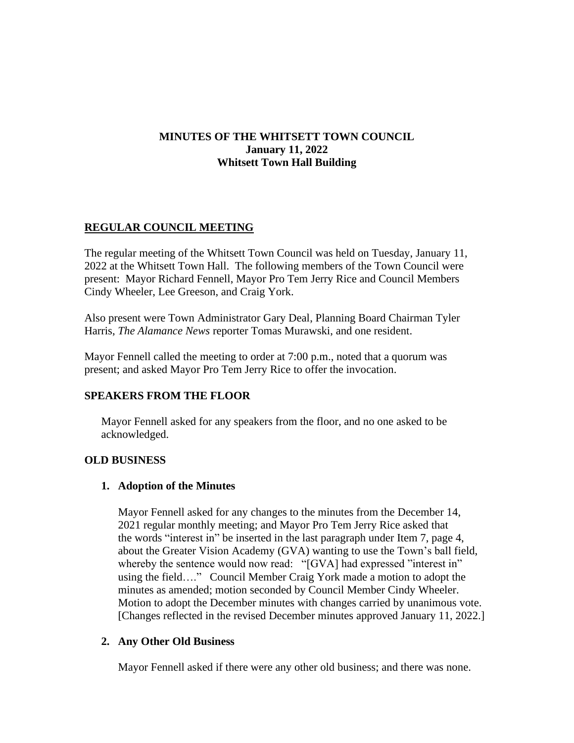# MINUTES OF THE WHITSETT TOWN COUNCIL
**January 11, 2022**
**Whitsett Town Hall Building**

## REGULAR COUNCIL MEETING

The regular meeting of the Whitsett Town Council was held on Tuesday, January 11, 2022 at the Whitsett Town Hall. The following members of the Town Council were present: Mayor Richard Fennell, Mayor Pro Tem Jerry Rice and Council Members Cindy Wheeler, Lee Greeson, and Craig York.

Also present were Town Administrator Gary Deal, Planning Board Chairman Tyler Harris, *The Alamance News* reporter Tomas Murawski, and one resident.

Mayor Fennell called the meeting to order at 7:00 p.m., noted that a quorum was present; and asked Mayor Pro Tem Jerry Rice to offer the invocation.

### SPEAKERS FROM THE FLOOR

Mayor Fennell asked for any speakers from the floor, and no one asked to be acknowledged.

### OLD BUSINESS

1. **Adoption of the Minutes**

   Mayor Fennell asked for any changes to the minutes from the December 14, 2021 regular monthly meeting; and Mayor Pro Tem Jerry Rice asked that the words "interest in" be inserted in the last paragraph under Item 7, page 4, about the Greater Vision Academy (GVA) wanting to use the Town's ball field, whereby the sentence would now read: "[GVA] had expressed "interest in" using the field…." Council Member Craig York made a motion to adopt the minutes as amended; motion seconded by Council Member Cindy Wheeler. Motion to adopt the December minutes with changes carried by unanimous vote. [Changes reflected in the revised December minutes approved January 11, 2022.]

2. **Any Other Old Business**

   Mayor Fennell asked if there were any other old business; and there was none.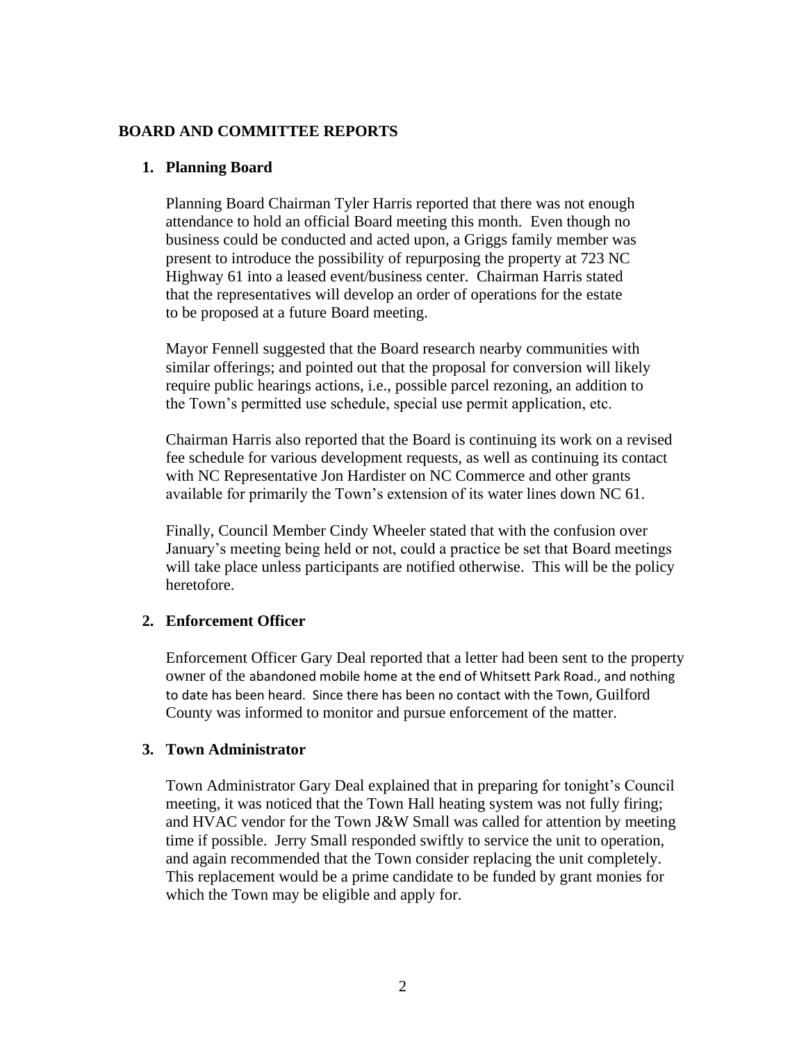## BOARD AND COMMITTEE REPORTS

### 1. Planning Board

Planning Board Chairman Tyler Harris reported that there was not enough attendance to hold an official Board meeting this month. Even though no business could be conducted and acted upon, a Griggs family member was present to introduce the possibility of repurposing the property at 723 NC Highway 61 into a leased event/business center. Chairman Harris stated that the representatives will develop an order of operations for the estate to be proposed at a future Board meeting.

Mayor Fennell suggested that the Board research nearby communities with similar offerings; and pointed out that the proposal for conversion will likely require public hearings actions, i.e., possible parcel rezoning, an addition to the Town's permitted use schedule, special use permit application, etc.

Chairman Harris also reported that the Board is continuing its work on a revised fee schedule for various development requests, as well as continuing its contact with NC Representative Jon Hardister on NC Commerce and other grants available for primarily the Town's extension of its water lines down NC 61.

Finally, Council Member Cindy Wheeler stated that with the confusion over January's meeting being held or not, could a practice be set that Board meetings will take place unless participants are notified otherwise. This will be the policy heretofore.

### 2. Enforcement Officer

Enforcement Officer Gary Deal reported that a letter had been sent to the property owner of the abandoned mobile home at the end of Whitsett Park Road., and nothing to date has been heard. Since there has been no contact with the Town, Guilford County was informed to monitor and pursue enforcement of the matter.

### 3. Town Administrator

Town Administrator Gary Deal explained that in preparing for tonight's Council meeting, it was noticed that the Town Hall heating system was not fully firing; and HVAC vendor for the Town J&W Small was called for attention by meeting time if possible. Jerry Small responded swiftly to service the unit to operation, and again recommended that the Town consider replacing the unit completely. This replacement would be a prime candidate to be funded by grant monies for which the Town may be eligible and apply for.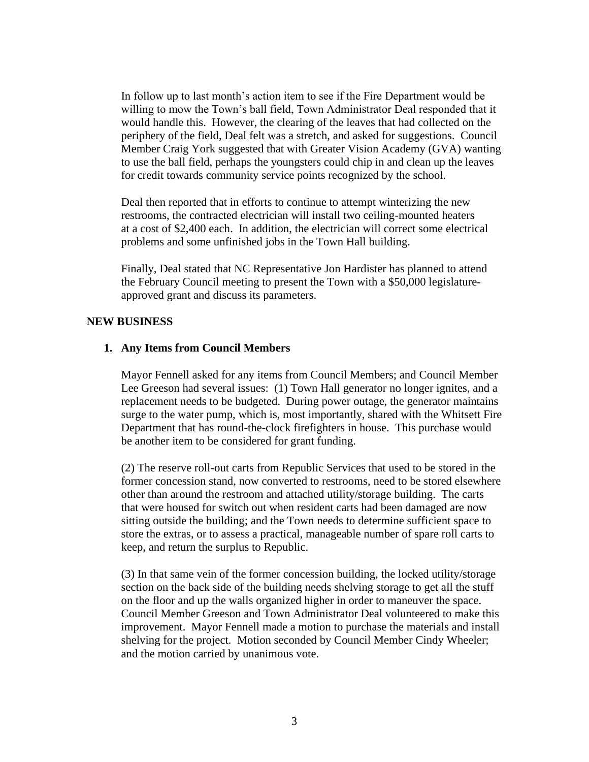In follow up to last month's action item to see if the Fire Department would be willing to mow the Town's ball field, Town Administrator Deal responded that it would handle this. However, the clearing of the leaves that had collected on the periphery of the field, Deal felt was a stretch, and asked for suggestions. Council Member Craig York suggested that with Greater Vision Academy (GVA) wanting to use the ball field, perhaps the youngsters could chip in and clean up the leaves for credit towards community service points recognized by the school.

Deal then reported that in efforts to continue to attempt winterizing the new restrooms, the contracted electrician will install two ceiling-mounted heaters at a cost of $2,400 each. In addition, the electrician will correct some electrical problems and some unfinished jobs in the Town Hall building.

Finally, Deal stated that NC Representative Jon Hardister has planned to attend the February Council meeting to present the Town with a $50,000 legislature-approved grant and discuss its parameters.

## NEW BUSINESS

### 1. Any Items from Council Members

Mayor Fennell asked for any items from Council Members; and Council Member Lee Greeson had several issues: (1) Town Hall generator no longer ignites, and a replacement needs to be budgeted. During power outage, the generator maintains surge to the water pump, which is, most importantly, shared with the Whitsett Fire Department that has round-the-clock firefighters in house. This purchase would be another item to be considered for grant funding.

(2) The reserve roll-out carts from Republic Services that used to be stored in the former concession stand, now converted to restrooms, need to be stored elsewhere other than around the restroom and attached utility/storage building. The carts that were housed for switch out when resident carts had been damaged are now sitting outside the building; and the Town needs to determine sufficient space to store the extras, or to assess a practical, manageable number of spare roll carts to keep, and return the surplus to Republic.

(3) In that same vein of the former concession building, the locked utility/storage section on the back side of the building needs shelving storage to get all the stuff on the floor and up the walls organized higher in order to maneuver the space. Council Member Greeson and Town Administrator Deal volunteered to make this improvement. Mayor Fennell made a motion to purchase the materials and install shelving for the project. Motion seconded by Council Member Cindy Wheeler; and the motion carried by unanimous vote.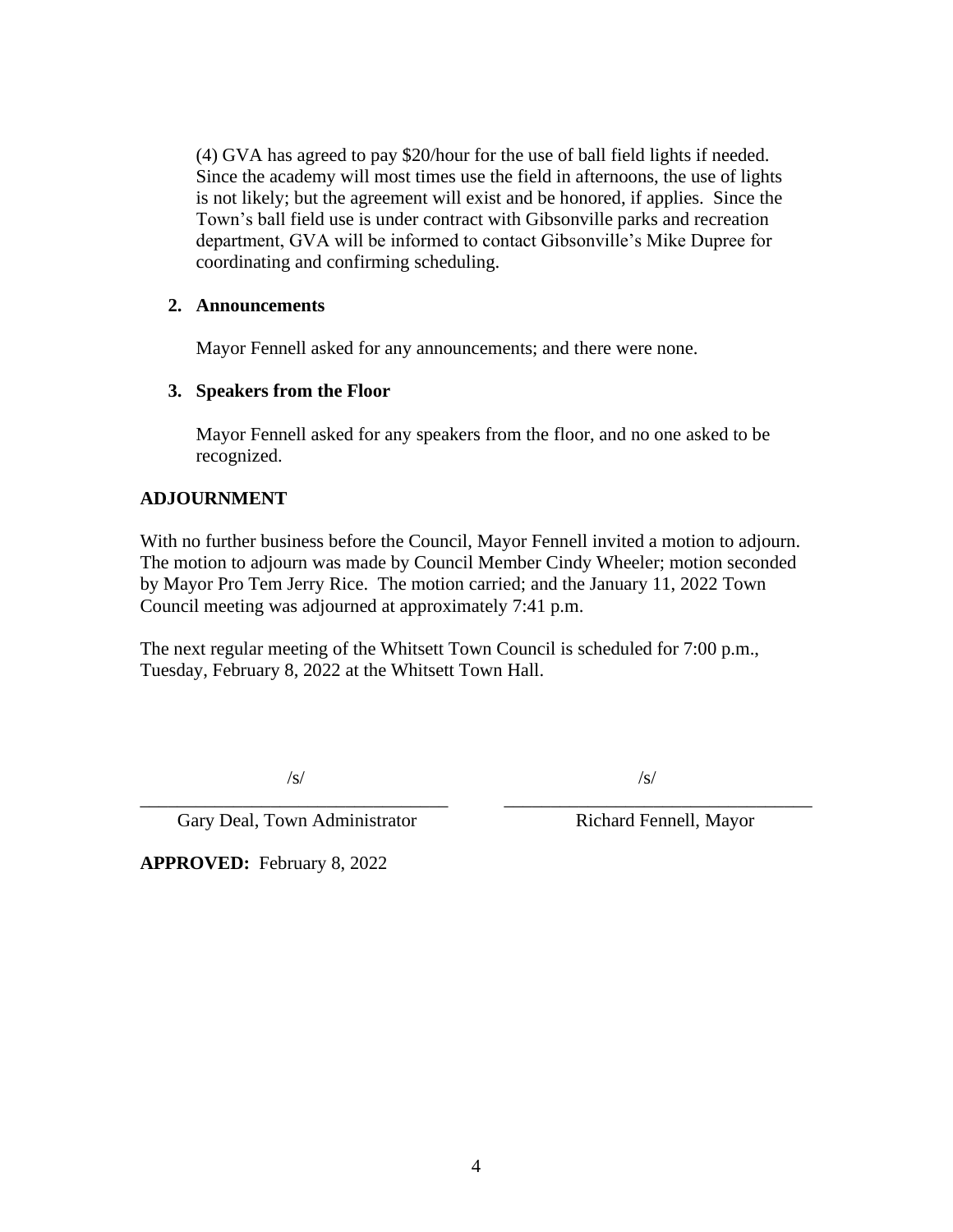(4) GVA has agreed to pay $20/hour for the use of ball field lights if needed. Since the academy will most times use the field in afternoons, the use of lights is not likely; but the agreement will exist and be honored, if applies. Since the Town's ball field use is under contract with Gibsonville parks and recreation department, GVA will be informed to contact Gibsonville's Mike Dupree for coordinating and confirming scheduling.

**2. Announcements**

Mayor Fennell asked for any announcements; and there were none.

**3. Speakers from the Floor**

Mayor Fennell asked for any speakers from the floor, and no one asked to be recognized.

**ADJOURNMENT**

With no further business before the Council, Mayor Fennell invited a motion to adjourn. The motion to adjourn was made by Council Member Cindy Wheeler; motion seconded by Mayor Pro Tem Jerry Rice. The motion carried; and the January 11, 2022 Town Council meeting was adjourned at approximately 7:41 p.m.

The next regular meeting of the Whitsett Town Council is scheduled for 7:00 p.m., Tuesday, February 8, 2022 at the Whitsett Town Hall.

/s/
\_\_\_\_\_\_\_\_\_\_\_\_\_\_\_\_\_\_\_\_\_\_\_\_\_\_\_\_\_\_\_\_
Gary Deal, Town Administrator

/s/
\_\_\_\_\_\_\_\_\_\_\_\_\_\_\_\_\_\_\_\_\_\_\_\_\_\_\_\_\_\_\_\_
Richard Fennell, Mayor

**APPROVED:** February 8, 2022